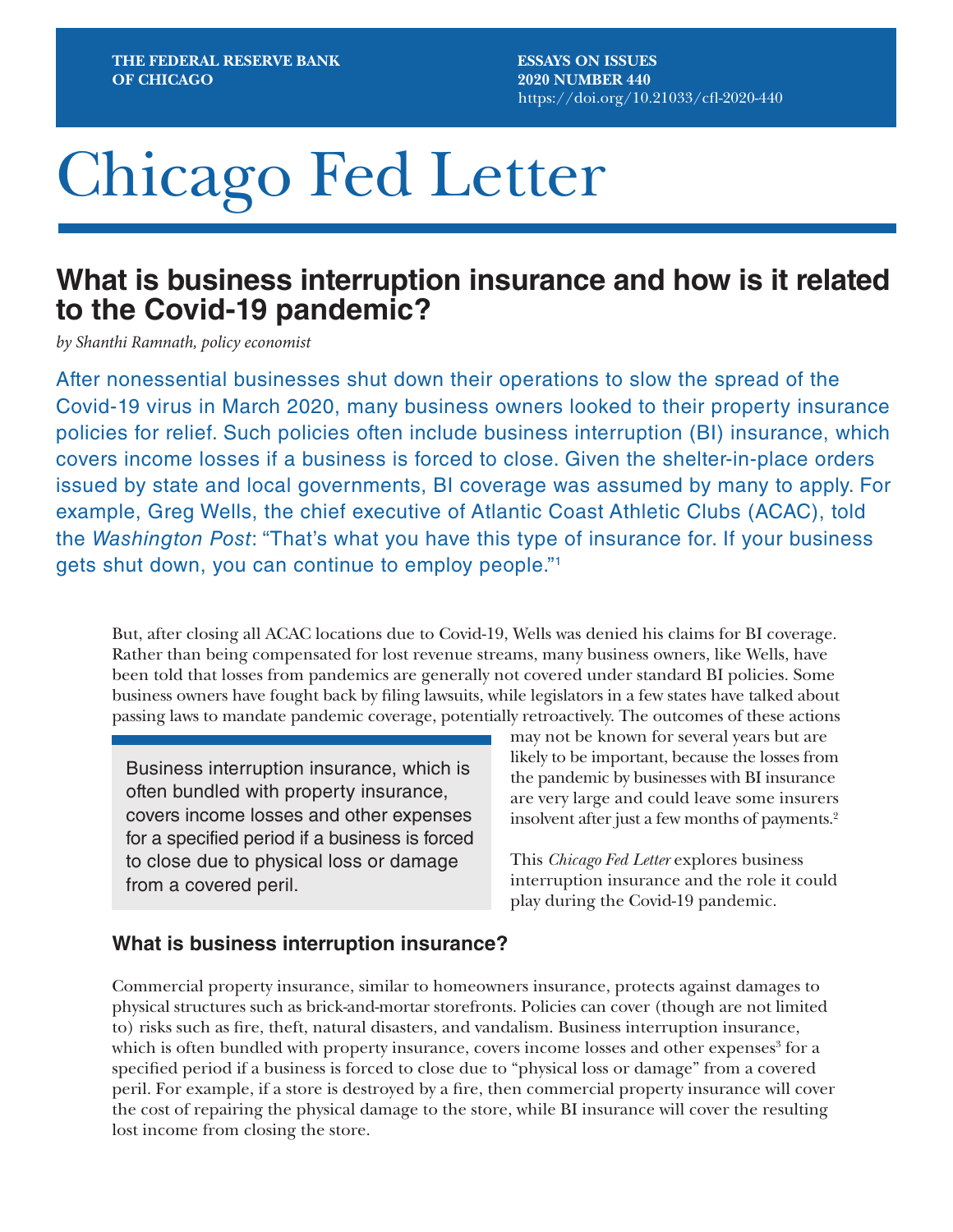THE FEDERAL RESERVE BANK OF CHICAGO

ESSAYS ON ISSUES
2020 NUMBER 440
https://doi.org/10.21033/cfl-2020-440

# Chicago Fed Letter

## What is business interruption insurance and how is it related to the Covid-19 pandemic?

*by Shanthi Ramnath, policy economist*

After nonessential businesses shut down their operations to slow the spread of the Covid-19 virus in March 2020, many business owners looked to their property insurance policies for relief. Such policies often include business interruption (BI) insurance, which covers income losses if a business is forced to close. Given the shelter-in-place orders issued by state and local governments, BI coverage was assumed by many to apply. For example, Greg Wells, the chief executive of Atlantic Coast Athletic Clubs (ACAC), told the *Washington Post*: "That's what you have this type of insurance for. If your business gets shut down, you can continue to employ people."[1]

But, after closing all ACAC locations due to Covid-19, Wells was denied his claims for BI coverage. Rather than being compensated for lost revenue streams, many business owners, like Wells, have been told that losses from pandemics are generally not covered under standard BI policies. Some business owners have fought back by filing lawsuits, while legislators in a few states have talked about passing laws to mandate pandemic coverage, potentially retroactively. The outcomes of these actions may not be known for several years but are likely to be important, because the losses from the pandemic by businesses with BI insurance are very large and could leave some insurers insolvent after just a few months of payments.[2]

> Business interruption insurance, which is often bundled with property insurance, covers income losses and other expenses for a specified period if a business is forced to close due to physical loss or damage from a covered peril.

This *Chicago Fed Letter* explores business interruption insurance and the role it could play during the Covid-19 pandemic.

### What is business interruption insurance?

Commercial property insurance, similar to homeowners insurance, protects against damages to physical structures such as brick-and-mortar storefronts. Policies can cover (though are not limited to) risks such as fire, theft, natural disasters, and vandalism. Business interruption insurance, which is often bundled with property insurance, covers income losses and other expenses[3] for a specified period if a business is forced to close due to "physical loss or damage" from a covered peril. For example, if a store is destroyed by a fire, then commercial property insurance will cover the cost of repairing the physical damage to the store, while BI insurance will cover the resulting lost income from closing the store.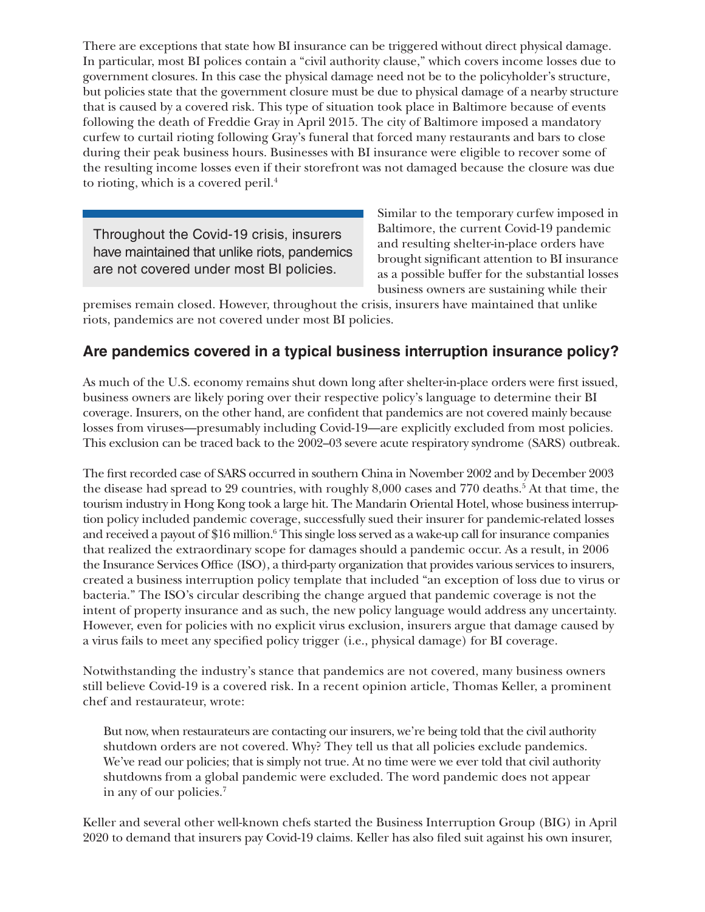There are exceptions that state how BI insurance can be triggered without direct physical damage. In particular, most BI polices contain a "civil authority clause," which covers income losses due to government closures. In this case the physical damage need not be to the policyholder's structure, but policies state that the government closure must be due to physical damage of a nearby structure that is caused by a covered risk. This type of situation took place in Baltimore because of events following the death of Freddie Gray in April 2015. The city of Baltimore imposed a mandatory curfew to curtail rioting following Gray's funeral that forced many restaurants and bars to close during their peak business hours. Businesses with BI insurance were eligible to recover some of the resulting income losses even if their storefront was not damaged because the closure was due to rioting, which is a covered peril.[4]

> Throughout the Covid-19 crisis, insurers have maintained that unlike riots, pandemics are not covered under most BI policies.

Similar to the temporary curfew imposed in Baltimore, the current Covid-19 pandemic and resulting shelter-in-place orders have brought significant attention to BI insurance as a possible buffer for the substantial losses business owners are sustaining while their premises remain closed. However, throughout the crisis, insurers have maintained that unlike riots, pandemics are not covered under most BI policies.

## Are pandemics covered in a typical business interruption insurance policy?

As much of the U.S. economy remains shut down long after shelter-in-place orders were first issued, business owners are likely poring over their respective policy's language to determine their BI coverage. Insurers, on the other hand, are confident that pandemics are not covered mainly because losses from viruses—presumably including Covid-19—are explicitly excluded from most policies. This exclusion can be traced back to the 2002–03 severe acute respiratory syndrome (SARS) outbreak.

The first recorded case of SARS occurred in southern China in November 2002 and by December 2003 the disease had spread to 29 countries, with roughly 8,000 cases and 770 deaths.[5] At that time, the tourism industry in Hong Kong took a large hit. The Mandarin Oriental Hotel, whose business interruption policy included pandemic coverage, successfully sued their insurer for pandemic-related losses and received a payout of $16 million.[6] This single loss served as a wake-up call for insurance companies that realized the extraordinary scope for damages should a pandemic occur. As a result, in 2006 the Insurance Services Office (ISO), a third-party organization that provides various services to insurers, created a business interruption policy template that included "an exception of loss due to virus or bacteria." The ISO's circular describing the change argued that pandemic coverage is not the intent of property insurance and as such, the new policy language would address any uncertainty. However, even for policies with no explicit virus exclusion, insurers argue that damage caused by a virus fails to meet any specified policy trigger (i.e., physical damage) for BI coverage.

Notwithstanding the industry's stance that pandemics are not covered, many business owners still believe Covid-19 is a covered risk. In a recent opinion article, Thomas Keller, a prominent chef and restaurateur, wrote:

> But now, when restaurateurs are contacting our insurers, we're being told that the civil authority shutdown orders are not covered. Why? They tell us that all policies exclude pandemics. We've read our policies; that is simply not true. At no time were we ever told that civil authority shutdowns from a global pandemic were excluded. The word pandemic does not appear in any of our policies.[7]

Keller and several other well-known chefs started the Business Interruption Group (BIG) in April 2020 to demand that insurers pay Covid-19 claims. Keller has also filed suit against his own insurer,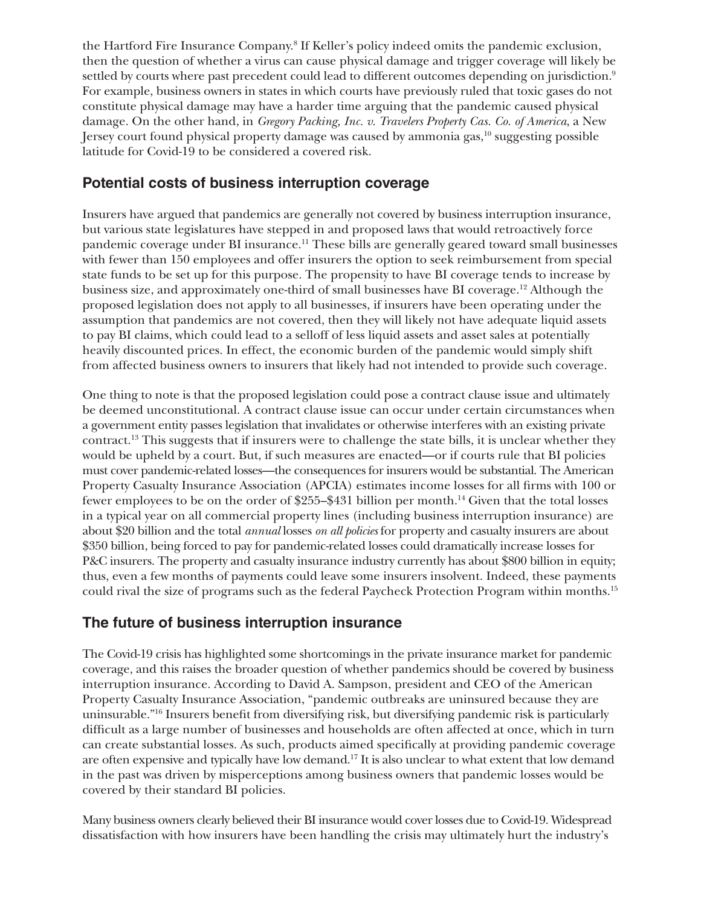the Hartford Fire Insurance Company.[8] If Keller's policy indeed omits the pandemic exclusion, then the question of whether a virus can cause physical damage and trigger coverage will likely be settled by courts where past precedent could lead to different outcomes depending on jurisdiction.[9] For example, business owners in states in which courts have previously ruled that toxic gases do not constitute physical damage may have a harder time arguing that the pandemic caused physical damage. On the other hand, in *Gregory Packing, Inc. v. Travelers Property Cas. Co. of America*, a New Jersey court found physical property damage was caused by ammonia gas,[10] suggesting possible latitude for Covid-19 to be considered a covered risk.

## Potential costs of business interruption coverage

Insurers have argued that pandemics are generally not covered by business interruption insurance, but various state legislatures have stepped in and proposed laws that would retroactively force pandemic coverage under BI insurance.[11] These bills are generally geared toward small businesses with fewer than 150 employees and offer insurers the option to seek reimbursement from special state funds to be set up for this purpose. The propensity to have BI coverage tends to increase by business size, and approximately one-third of small businesses have BI coverage.[12] Although the proposed legislation does not apply to all businesses, if insurers have been operating under the assumption that pandemics are not covered, then they will likely not have adequate liquid assets to pay BI claims, which could lead to a selloff of less liquid assets and asset sales at potentially heavily discounted prices. In effect, the economic burden of the pandemic would simply shift from affected business owners to insurers that likely had not intended to provide such coverage.

One thing to note is that the proposed legislation could pose a contract clause issue and ultimately be deemed unconstitutional. A contract clause issue can occur under certain circumstances when a government entity passes legislation that invalidates or otherwise interferes with an existing private contract.[13] This suggests that if insurers were to challenge the state bills, it is unclear whether they would be upheld by a court. But, if such measures are enacted—or if courts rule that BI policies must cover pandemic-related losses—the consequences for insurers would be substantial. The American Property Casualty Insurance Association (APCIA) estimates income losses for all firms with 100 or fewer employees to be on the order of $255–$431 billion per month.[14] Given that the total losses in a typical year on all commercial property lines (including business interruption insurance) are about $20 billion and the total *annual* losses *on all policies* for property and casualty insurers are about $350 billion, being forced to pay for pandemic-related losses could dramatically increase losses for P&C insurers. The property and casualty insurance industry currently has about $800 billion in equity; thus, even a few months of payments could leave some insurers insolvent. Indeed, these payments could rival the size of programs such as the federal Paycheck Protection Program within months.[15]

## The future of business interruption insurance

The Covid-19 crisis has highlighted some shortcomings in the private insurance market for pandemic coverage, and this raises the broader question of whether pandemics should be covered by business interruption insurance. According to David A. Sampson, president and CEO of the American Property Casualty Insurance Association, "pandemic outbreaks are uninsured because they are uninsurable."[16] Insurers benefit from diversifying risk, but diversifying pandemic risk is particularly difficult as a large number of businesses and households are often affected at once, which in turn can create substantial losses. As such, products aimed specifically at providing pandemic coverage are often expensive and typically have low demand.[17] It is also unclear to what extent that low demand in the past was driven by misperceptions among business owners that pandemic losses would be covered by their standard BI policies.

Many business owners clearly believed their BI insurance would cover losses due to Covid-19. Widespread dissatisfaction with how insurers have been handling the crisis may ultimately hurt the industry's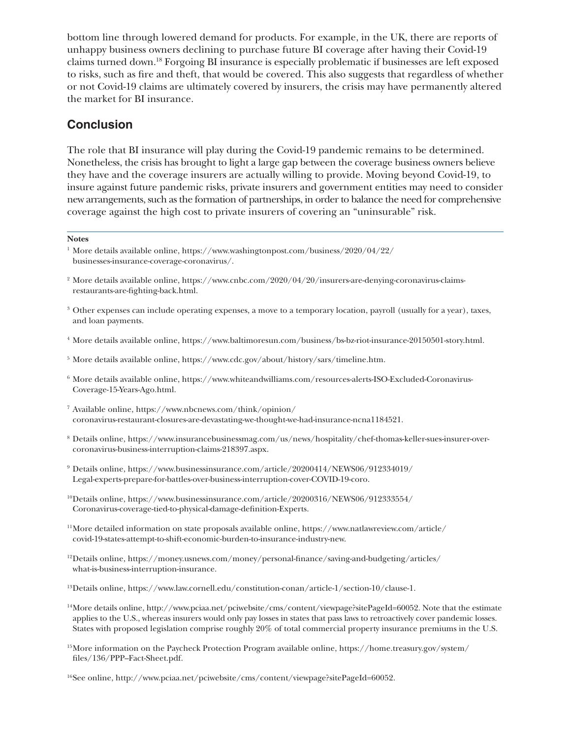bottom line through lowered demand for products. For example, in the UK, there are reports of unhappy business owners declining to purchase future BI coverage after having their Covid-19 claims turned down.[18] Forgoing BI insurance is especially problematic if businesses are left exposed to risks, such as fire and theft, that would be covered. This also suggests that regardless of whether or not Covid-19 claims are ultimately covered by insurers, the crisis may have permanently altered the market for BI insurance.

## Conclusion

The role that BI insurance will play during the Covid-19 pandemic remains to be determined. Nonetheless, the crisis has brought to light a large gap between the coverage business owners believe they have and the coverage insurers are actually willing to provide. Moving beyond Covid-19, to insure against future pandemic risks, private insurers and government entities may need to consider new arrangements, such as the formation of partnerships, in order to balance the need for comprehensive coverage against the high cost to private insurers of covering an "uninsurable" risk.

**Notes**

[1] More details available online, https://www.washingtonpost.com/business/2020/04/22/businesses-insurance-coverage-coronavirus/.

[2] More details available online, https://www.cnbc.com/2020/04/20/insurers-are-denying-coronavirus-claims-restaurants-are-fighting-back.html.

[3] Other expenses can include operating expenses, a move to a temporary location, payroll (usually for a year), taxes, and loan payments.

[4] More details available online, https://www.baltimoresun.com/business/bs-bz-riot-insurance-20150501-story.html.

[5] More details available online, https://www.cdc.gov/about/history/sars/timeline.htm.

[6] More details available online, https://www.whiteandwilliams.com/resources-alerts-ISO-Excluded-Coronavirus-Coverage-15-Years-Ago.html.

[7] Available online, https://www.nbcnews.com/think/opinion/coronavirus-restaurant-closures-are-devastating-we-thought-we-had-insurance-ncna1184521.

[8] Details online, https://www.insurancebusinessmag.com/us/news/hospitality/chef-thomas-keller-sues-insurer-over-coronavirus-business-interruption-claims-218397.aspx.

[9] Details online, https://www.businessinsurance.com/article/20200414/NEWS06/912334019/Legal-experts-prepare-for-battles-over-business-interruption-cover-COVID-19-coro.

[10] Details online, https://www.businessinsurance.com/article/20200316/NEWS06/912333554/Coronavirus-coverage-tied-to-physical-damage-definition-Experts.

[11] More detailed information on state proposals available online, https://www.natlawreview.com/article/covid-19-states-attempt-to-shift-economic-burden-to-insurance-industry-new.

[12] Details online, https://money.usnews.com/money/personal-finance/saving-and-budgeting/articles/what-is-business-interruption-insurance.

[13] Details online, https://www.law.cornell.edu/constitution-conan/article-1/section-10/clause-1.

[14] More details online, http://www.pciaa.net/pciwebsite/cms/content/viewpage?sitePageId=60052. Note that the estimate applies to the U.S., whereas insurers would only pay losses in states that pass laws to retroactively cover pandemic losses. States with proposed legislation comprise roughly 20% of total commercial property insurance premiums in the U.S.

[15] More information on the Paycheck Protection Program available online, https://home.treasury.gov/system/files/136/PPP–Fact-Sheet.pdf.

[16] See online, http://www.pciaa.net/pciwebsite/cms/content/viewpage?sitePageId=60052.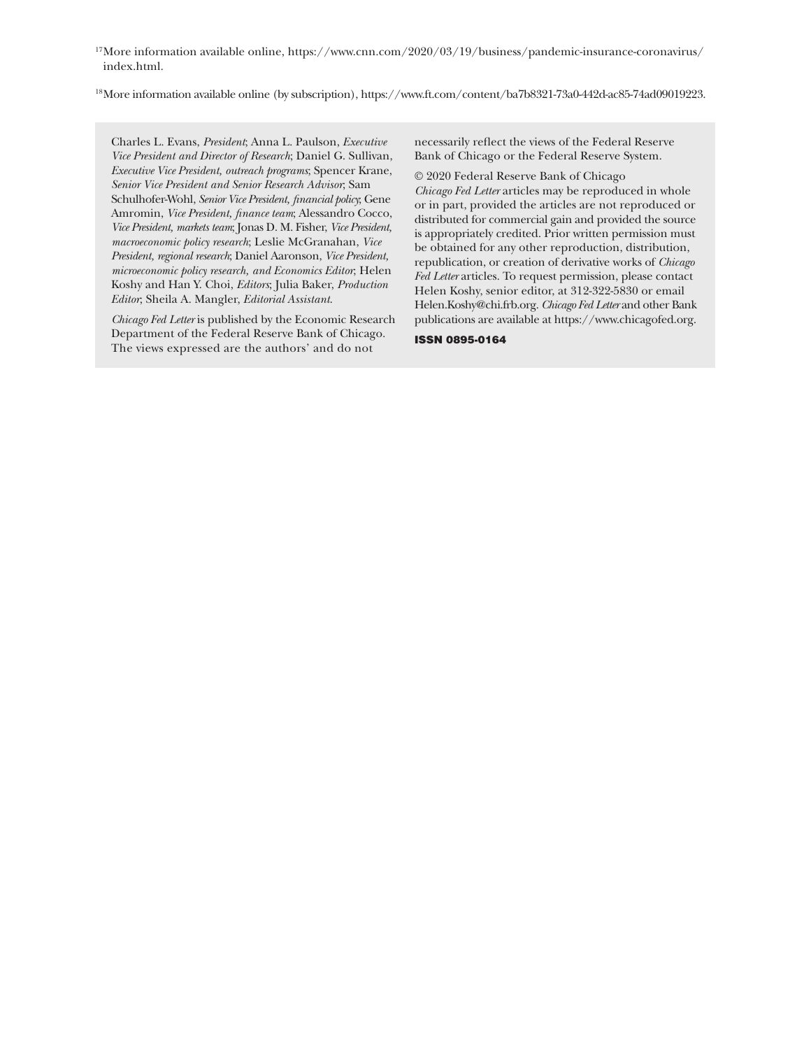[17]More information available online, https://www.cnn.com/2020/03/19/business/pandemic-insurance-coronavirus/index.html.

[18]More information available online (by subscription), https://www.ft.com/content/ba7b8321-73a0-442d-ac85-74ad09019223.

Charles L. Evans, *President*; Anna L. Paulson, *Executive Vice President and Director of Research*; Daniel G. Sullivan, *Executive Vice President, outreach programs*; Spencer Krane, *Senior Vice President and Senior Research Advisor*; Sam Schulhofer-Wohl, *Senior Vice President, financial policy*; Gene Amromin, *Vice President, finance team*; Alessandro Cocco, *Vice President, markets team*; Jonas D. M. Fisher, *Vice President, macroeconomic policy research*; Leslie McGranahan, *Vice President, regional research*; Daniel Aaronson, *Vice President, microeconomic policy research, and Economics Editor*; Helen Koshy and Han Y. Choi, *Editors*; Julia Baker, *Production Editor*; Sheila A. Mangler, *Editorial Assistant.*

*Chicago Fed Letter* is published by the Economic Research Department of the Federal Reserve Bank of Chicago. The views expressed are the authors' and do not necessarily reflect the views of the Federal Reserve Bank of Chicago or the Federal Reserve System.

© 2020 Federal Reserve Bank of Chicago
*Chicago Fed Letter* articles may be reproduced in whole or in part, provided the articles are not reproduced or distributed for commercial gain and provided the source is appropriately credited. Prior written permission must be obtained for any other reproduction, distribution, republication, or creation of derivative works of *Chicago Fed Letter* articles. To request permission, please contact Helen Koshy, senior editor, at 312-322-5830 or email Helen.Koshy@chi.frb.org. *Chicago Fed Letter* and other Bank publications are available at https://www.chicagofed.org.

**ISSN 0895-0164**